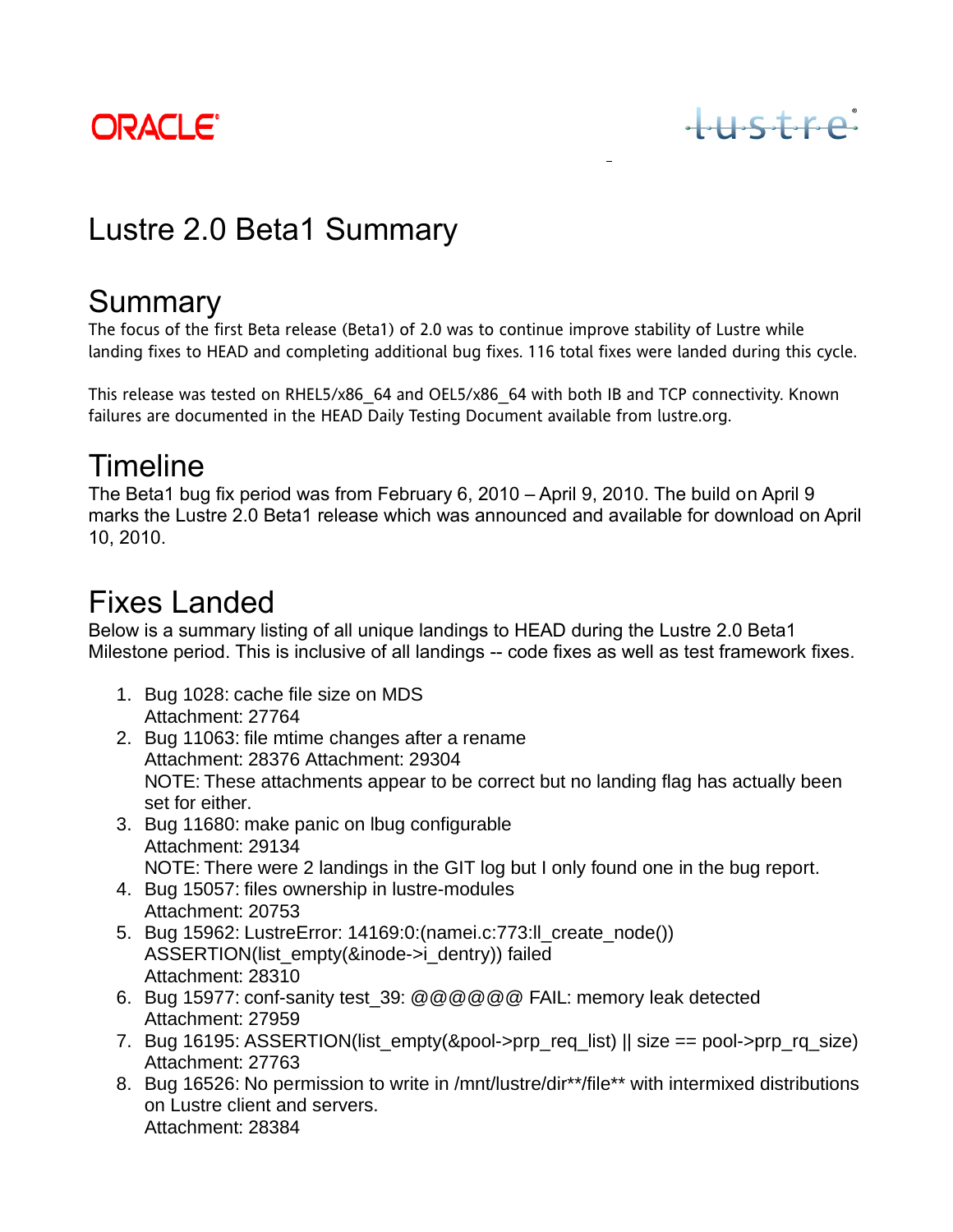ORACLE

Lustre

# Lustre 2.0 Beta1 Summary

## Summary

The focus of the first Beta release (Beta1) of 2.0 was to continue improve stability of Lustre while landing fixes to HEAD and completing additional bug fixes. 116 total fixes were landed during this cycle.

This release was tested on RHEL5/x86_64 and OEL5/x86_64 with both IB and TCP connectivity. Known failures are documented in the HEAD Daily Testing Document available from lustre.org.

## Timeline

The Beta1 bug fix period was from February 6, 2010 – April 9, 2010. The build on April 9 marks the Lustre 2.0 Beta1 release which was announced and available for download on April 10, 2010.

## Fixes Landed

Below is a summary listing of all unique landings to HEAD during the Lustre 2.0 Beta1 Milestone period. This is inclusive of all landings -- code fixes as well as test framework fixes.

1. Bug 1028: cache file size on MDS
   Attachment: 27764
2. Bug 11063: file mtime changes after a rename
   Attachment: 28376 Attachment: 29304
   NOTE: These attachments appear to be correct but no landing flag has actually been set for either.
3. Bug 11680: make panic on lbug configurable
   Attachment: 29134
   NOTE: There were 2 landings in the GIT log but I only found one in the bug report.
4. Bug 15057: files ownership in lustre-modules
   Attachment: 20753
5. Bug 15962: LustreError: 14169:0:(namei.c:773:ll_create_node()) ASSERTION(list_empty(&inode->i_dentry)) failed
   Attachment: 28310
6. Bug 15977: conf-sanity test_39: @@@@@@ FAIL: memory leak detected
   Attachment: 27959
7. Bug 16195: ASSERTION(list_empty(&pool->prp_req_list) || size == pool->prp_rq_size)
   Attachment: 27763
8. Bug 16526: No permission to write in /mnt/lustre/dir**/file** with intermixed distributions on Lustre client and servers.
   Attachment: 28384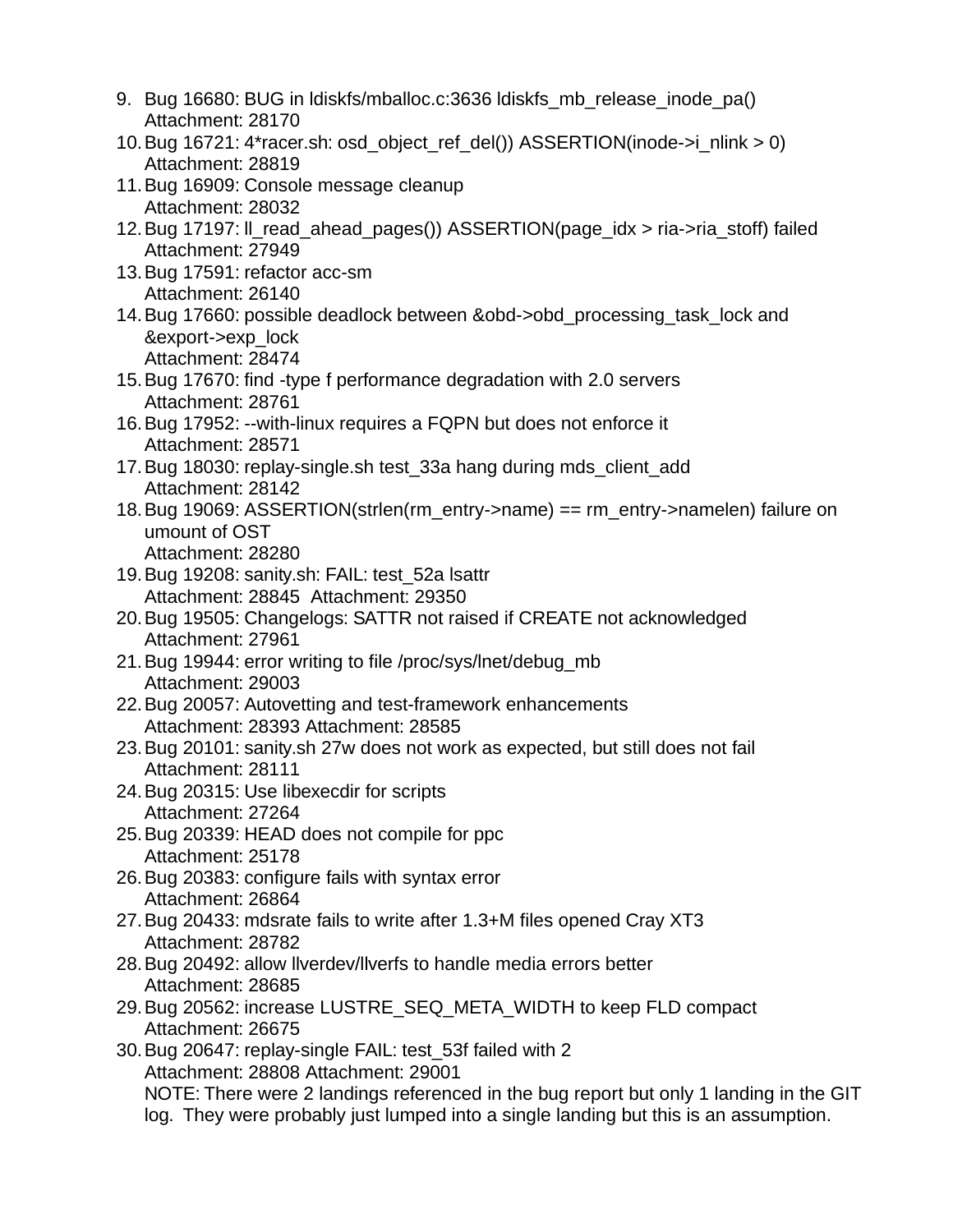9. Bug 16680: BUG in ldiskfs/mballoc.c:3636 ldiskfs_mb_release_inode_pa()
   Attachment: 28170
10. Bug 16721: 4*racer.sh: osd_object_ref_del()) ASSERTION(inode->i_nlink > 0)
    Attachment: 28819
11. Bug 16909: Console message cleanup
    Attachment: 28032
12. Bug 17197: ll_read_ahead_pages()) ASSERTION(page_idx > ria->ria_stoff) failed
    Attachment: 27949
13. Bug 17591: refactor acc-sm
    Attachment: 26140
14. Bug 17660: possible deadlock between &obd->obd_processing_task_lock and &export->exp_lock
    Attachment: 28474
15. Bug 17670: find -type f performance degradation with 2.0 servers
    Attachment: 28761
16. Bug 17952: --with-linux requires a FQPN but does not enforce it
    Attachment: 28571
17. Bug 18030: replay-single.sh test_33a hang during mds_client_add
    Attachment: 28142
18. Bug 19069: ASSERTION(strlen(rm_entry->name) == rm_entry->namelen) failure on umount of OST
    Attachment: 28280
19. Bug 19208: sanity.sh: FAIL: test_52a lsattr
    Attachment: 28845 Attachment: 29350
20. Bug 19505: Changelogs: SATTR not raised if CREATE not acknowledged
    Attachment: 27961
21. Bug 19944: error writing to file /proc/sys/lnet/debug_mb
    Attachment: 29003
22. Bug 20057: Autovetting and test-framework enhancements
    Attachment: 28393 Attachment: 28585
23. Bug 20101: sanity.sh 27w does not work as expected, but still does not fail
    Attachment: 28111
24. Bug 20315: Use libexecdir for scripts
    Attachment: 27264
25. Bug 20339: HEAD does not compile for ppc
    Attachment: 25178
26. Bug 20383: configure fails with syntax error
    Attachment: 26864
27. Bug 20433: mdsrate fails to write after 1.3+M files opened Cray XT3
    Attachment: 28782
28. Bug 20492: allow llverdev/llverfs to handle media errors better
    Attachment: 28685
29. Bug 20562: increase LUSTRE_SEQ_META_WIDTH to keep FLD compact
    Attachment: 26675
30. Bug 20647: replay-single FAIL: test_53f failed with 2
    Attachment: 28808 Attachment: 29001
    NOTE: There were 2 landings referenced in the bug report but only 1 landing in the GIT log. They were probably just lumped into a single landing but this is an assumption.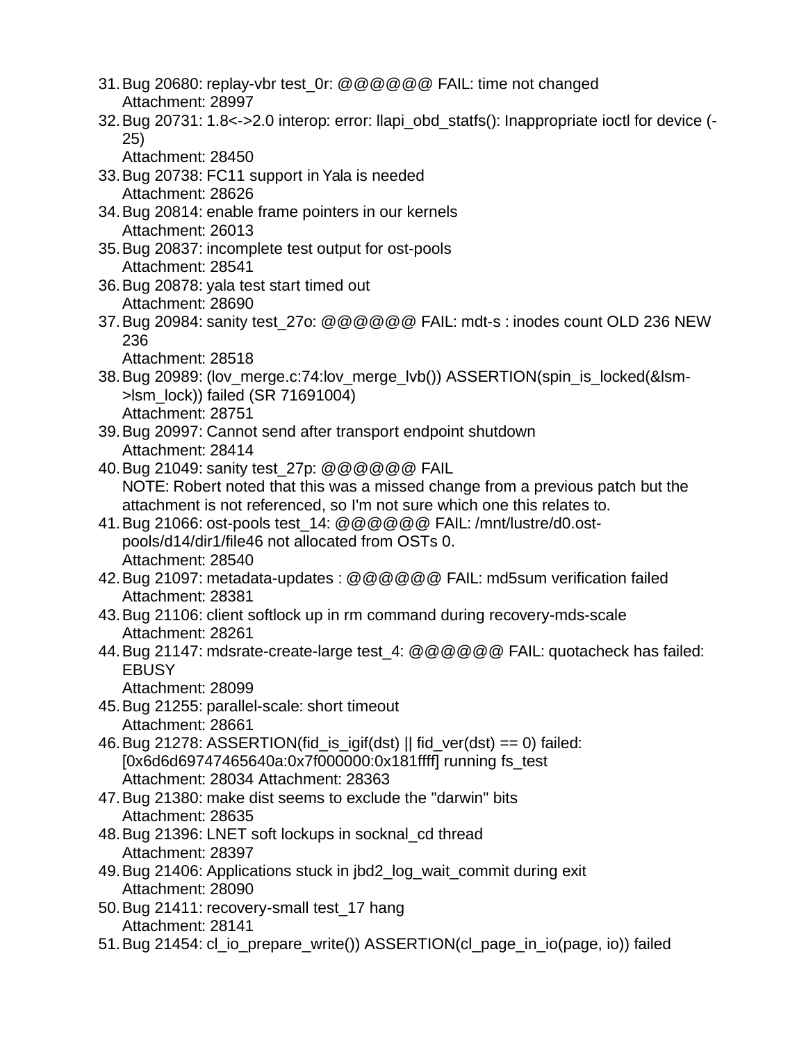31. Bug 20680: replay-vbr test_0r: @@@@@@ FAIL: time not changed
    Attachment: 28997
32. Bug 20731: 1.8<->2.0 interop: error: llapi_obd_statfs(): Inappropriate ioctl for device (-25)
    Attachment: 28450
33. Bug 20738: FC11 support in Yala is needed
    Attachment: 28626
34. Bug 20814: enable frame pointers in our kernels
    Attachment: 26013
35. Bug 20837: incomplete test output for ost-pools
    Attachment: 28541
36. Bug 20878: yala test start timed out
    Attachment: 28690
37. Bug 20984: sanity test_27o: @@@@@@ FAIL: mdt-s : inodes count OLD 236 NEW 236
    Attachment: 28518
38. Bug 20989: (lov_merge.c:74:lov_merge_lvb()) ASSERTION(spin_is_locked(&lsm->lsm_lock)) failed (SR 71691004)
    Attachment: 28751
39. Bug 20997: Cannot send after transport endpoint shutdown
    Attachment: 28414
40. Bug 21049: sanity test_27p: @@@@@@ FAIL
    NOTE: Robert noted that this was a missed change from a previous patch but the attachment is not referenced, so I'm not sure which one this relates to.
41. Bug 21066: ost-pools test_14: @@@@@@ FAIL: /mnt/lustre/d0.ost-pools/d14/dir1/file46 not allocated from OSTs 0.
    Attachment: 28540
42. Bug 21097: metadata-updates : @@@@@@ FAIL: md5sum verification failed
    Attachment: 28381
43. Bug 21106: client softlock up in rm command during recovery-mds-scale
    Attachment: 28261
44. Bug 21147: mdsrate-create-large test_4: @@@@@@ FAIL: quotacheck has failed: EBUSY
    Attachment: 28099
45. Bug 21255: parallel-scale: short timeout
    Attachment: 28661
46. Bug 21278: ASSERTION(fid_is_igif(dst) || fid_ver(dst) == 0) failed: [0x6d6d69747465640a:0x7f000000:0x181ffff] running fs_test
    Attachment: 28034 Attachment: 28363
47. Bug 21380: make dist seems to exclude the "darwin" bits
    Attachment: 28635
48. Bug 21396: LNET soft lockups in socknal_cd thread
    Attachment: 28397
49. Bug 21406: Applications stuck in jbd2_log_wait_commit during exit
    Attachment: 28090
50. Bug 21411: recovery-small test_17 hang
    Attachment: 28141
51. Bug 21454: cl_io_prepare_write()) ASSERTION(cl_page_in_io(page, io)) failed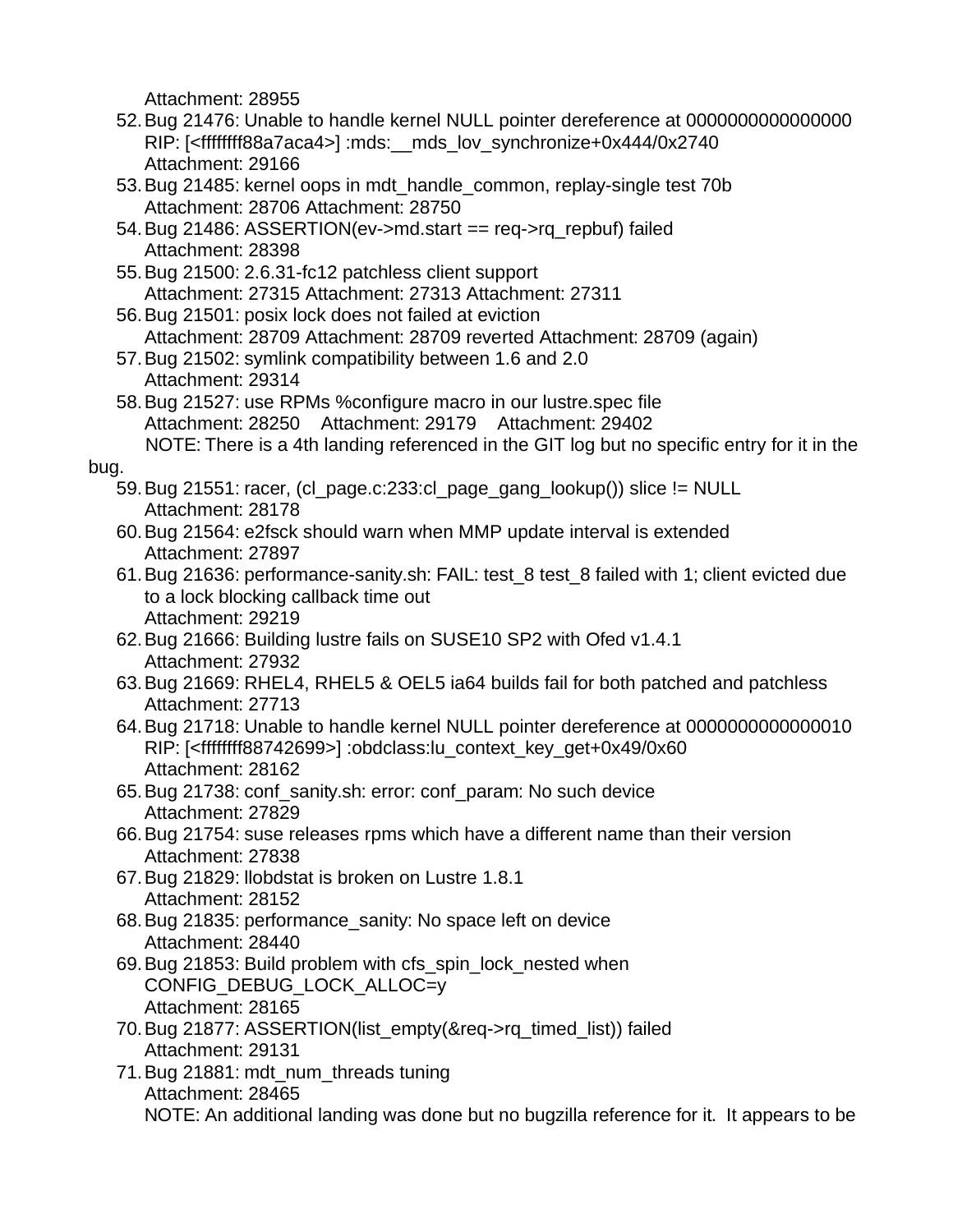Attachment: 28955

52. Bug 21476: Unable to handle kernel NULL pointer dereference at 0000000000000000 RIP: [<ffffffff88a7aca4>] :mds:__mds_lov_synchronize+0x444/0x2740
    Attachment: 29166
53. Bug 21485: kernel oops in mdt_handle_common, replay-single test 70b
    Attachment: 28706 Attachment: 28750
54. Bug 21486: ASSERTION(ev->md.start == req->rq_repbuf) failed
    Attachment: 28398
55. Bug 21500: 2.6.31-fc12 patchless client support
    Attachment: 27315 Attachment: 27313 Attachment: 27311
56. Bug 21501: posix lock does not failed at eviction
    Attachment: 28709 Attachment: 28709 reverted Attachment: 28709 (again)
57. Bug 21502: symlink compatibility between 1.6 and 2.0
    Attachment: 29314
58. Bug 21527: use RPMs %configure macro in our lustre.spec file
    Attachment: 28250 Attachment: 29179 Attachment: 29402
    NOTE: There is a 4th landing referenced in the GIT log but no specific entry for it in the bug.
59. Bug 21551: racer, (cl_page.c:233:cl_page_gang_lookup()) slice != NULL
    Attachment: 28178
60. Bug 21564: e2fsck should warn when MMP update interval is extended
    Attachment: 27897
61. Bug 21636: performance-sanity.sh: FAIL: test_8 test_8 failed with 1; client evicted due to a lock blocking callback time out
    Attachment: 29219
62. Bug 21666: Building lustre fails on SUSE10 SP2 with Ofed v1.4.1
    Attachment: 27932
63. Bug 21669: RHEL4, RHEL5 & OEL5 ia64 builds fail for both patched and patchless
    Attachment: 27713
64. Bug 21718: Unable to handle kernel NULL pointer dereference at 0000000000000010 RIP: [<ffffffff88742699>] :obdclass:lu_context_key_get+0x49/0x60
    Attachment: 28162
65. Bug 21738: conf_sanity.sh: error: conf_param: No such device
    Attachment: 27829
66. Bug 21754: suse releases rpms which have a different name than their version
    Attachment: 27838
67. Bug 21829: llobdstat is broken on Lustre 1.8.1
    Attachment: 28152
68. Bug 21835: performance_sanity: No space left on device
    Attachment: 28440
69. Bug 21853: Build problem with cfs_spin_lock_nested when CONFIG_DEBUG_LOCK_ALLOC=y
    Attachment: 28165
70. Bug 21877: ASSERTION(list_empty(&req->rq_timed_list)) failed
    Attachment: 29131
71. Bug 21881: mdt_num_threads tuning
    Attachment: 28465
    NOTE: An additional landing was done but no bugzilla reference for it. It appears to be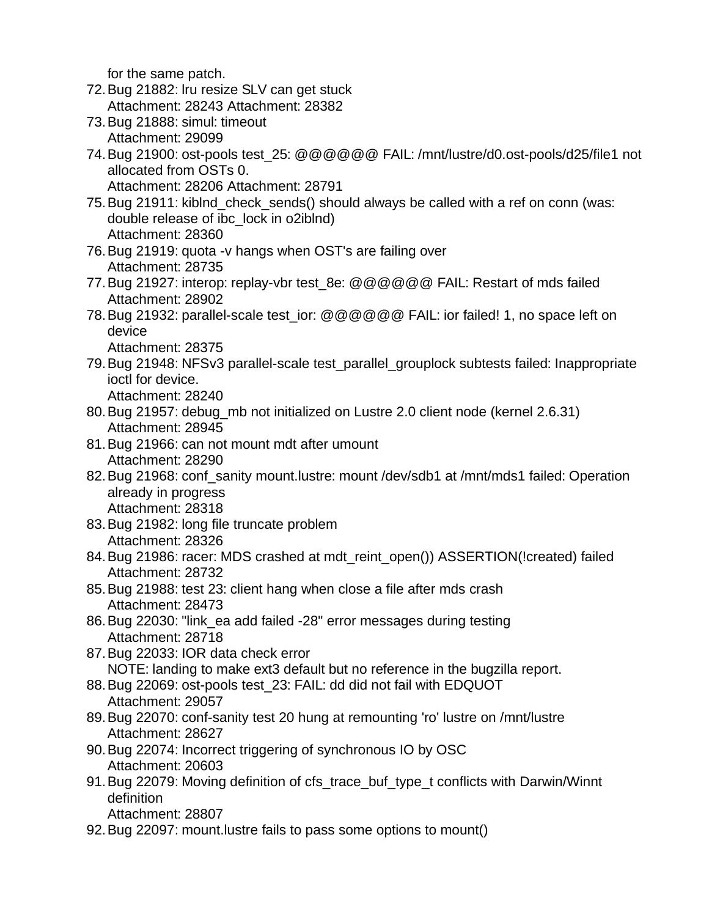for the same patch.

72. Bug 21882: lru resize SLV can get stuck
    Attachment: 28243 Attachment: 28382
73. Bug 21888: simul: timeout
    Attachment: 29099
74. Bug 21900: ost-pools test_25: @@@@@@ FAIL: /mnt/lustre/d0.ost-pools/d25/file1 not allocated from OSTs 0.
    Attachment: 28206 Attachment: 28791
75. Bug 21911: kiblnd_check_sends() should always be called with a ref on conn (was: double release of ibc_lock in o2iblnd)
    Attachment: 28360
76. Bug 21919: quota -v hangs when OST's are failing over
    Attachment: 28735
77. Bug 21927: interop: replay-vbr test_8e: @@@@@@ FAIL: Restart of mds failed
    Attachment: 28902
78. Bug 21932: parallel-scale test_ior: @@@@@@ FAIL: ior failed! 1, no space left on device
    Attachment: 28375
79. Bug 21948: NFSv3 parallel-scale test_parallel_grouplock subtests failed: Inappropriate ioctl for device.
    Attachment: 28240
80. Bug 21957: debug_mb not initialized on Lustre 2.0 client node (kernel 2.6.31)
    Attachment: 28945
81. Bug 21966: can not mount mdt after umount
    Attachment: 28290
82. Bug 21968: conf_sanity mount.lustre: mount /dev/sdb1 at /mnt/mds1 failed: Operation already in progress
    Attachment: 28318
83. Bug 21982: long file truncate problem
    Attachment: 28326
84. Bug 21986: racer: MDS crashed at mdt_reint_open()) ASSERTION(!created) failed
    Attachment: 28732
85. Bug 21988: test 23: client hang when close a file after mds crash
    Attachment: 28473
86. Bug 22030: "link_ea add failed -28" error messages during testing
    Attachment: 28718
87. Bug 22033: IOR data check error
    NOTE: landing to make ext3 default but no reference in the bugzilla report.
88. Bug 22069: ost-pools test_23: FAIL: dd did not fail with EDQUOT
    Attachment: 29057
89. Bug 22070: conf-sanity test 20 hung at remounting 'ro' lustre on /mnt/lustre
    Attachment: 28627
90. Bug 22074: Incorrect triggering of synchronous IO by OSC
    Attachment: 20603
91. Bug 22079: Moving definition of cfs_trace_buf_type_t conflicts with Darwin/Winnt definition
    Attachment: 28807
92. Bug 22097: mount.lustre fails to pass some options to mount()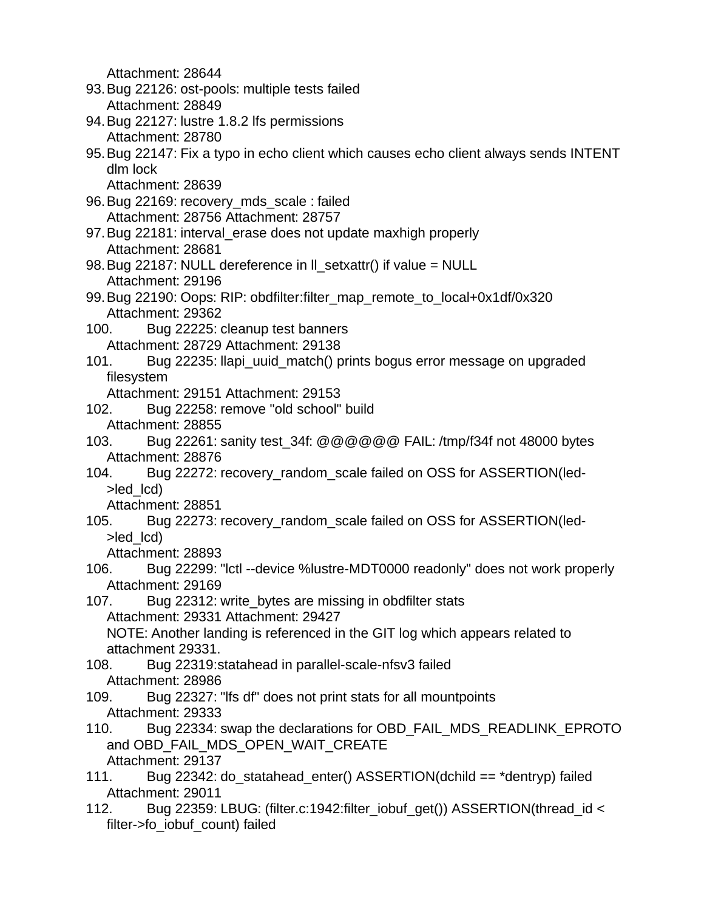Attachment: 28644

93. Bug 22126: ost-pools: multiple tests failed
    Attachment: 28849
94. Bug 22127: lustre 1.8.2 lfs permissions
    Attachment: 28780
95. Bug 22147: Fix a typo in echo client which causes echo client always sends INTENT dlm lock
    Attachment: 28639
96. Bug 22169: recovery_mds_scale : failed
    Attachment: 28756 Attachment: 28757
97. Bug 22181: interval_erase does not update maxhigh properly
    Attachment: 28681
98. Bug 22187: NULL dereference in ll_setxattr() if value = NULL
    Attachment: 29196
99. Bug 22190: Oops: RIP: obdfilter:filter_map_remote_to_local+0x1df/0x320
    Attachment: 29362
100. Bug 22225: cleanup test banners
    Attachment: 28729 Attachment: 29138
101. Bug 22235: llapi_uuid_match() prints bogus error message on upgraded filesystem
    Attachment: 29151 Attachment: 29153
102. Bug 22258: remove "old school" build
    Attachment: 28855
103. Bug 22261: sanity test_34f: @@@@@@ FAIL: /tmp/f34f not 48000 bytes
    Attachment: 28876
104. Bug 22272: recovery_random_scale failed on OSS for ASSERTION(led->led_lcd)
    Attachment: 28851
105. Bug 22273: recovery_random_scale failed on OSS for ASSERTION(led->led_lcd)
    Attachment: 28893
106. Bug 22299: "lctl --device %lustre-MDT0000 readonly" does not work properly
    Attachment: 29169
107. Bug 22312: write_bytes are missing in obdfilter stats
    Attachment: 29331 Attachment: 29427
    NOTE: Another landing is referenced in the GIT log which appears related to attachment 29331.
108. Bug 22319:statahead in parallel-scale-nfsv3 failed
    Attachment: 28986
109. Bug 22327: "lfs df" does not print stats for all mountpoints
    Attachment: 29333
110. Bug 22334: swap the declarations for OBD_FAIL_MDS_READLINK_EPROTO and OBD_FAIL_MDS_OPEN_WAIT_CREATE
    Attachment: 29137
111. Bug 22342: do_statahead_enter() ASSERTION(dchild == *dentryp) failed
    Attachment: 29011
112. Bug 22359: LBUG: (filter.c:1942:filter_iobuf_get()) ASSERTION(thread_id < filter->fo_iobuf_count) failed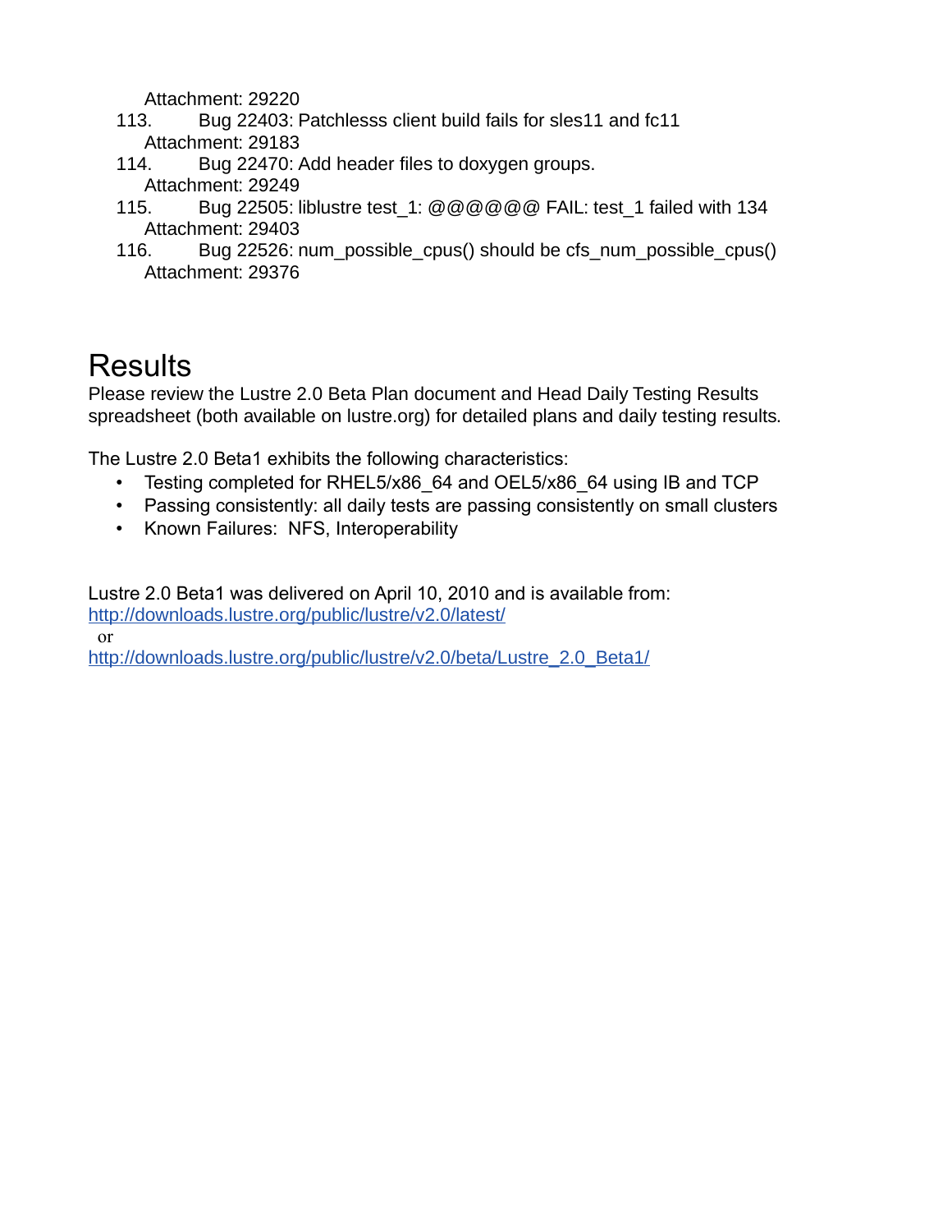Attachment: 29220

113. Bug 22403: Patchlesss client build fails for sles11 and fc11
    Attachment: 29183
114. Bug 22470: Add header files to doxygen groups.
    Attachment: 29249
115. Bug 22505: liblustre test_1: @@@@@@ FAIL: test_1 failed with 134
    Attachment: 29403
116. Bug 22526: num_possible_cpus() should be cfs_num_possible_cpus()
    Attachment: 29376

# Results

Please review the Lustre 2.0 Beta Plan document and Head Daily Testing Results spreadsheet (both available on lustre.org) for detailed plans and daily testing results.

The Lustre 2.0 Beta1 exhibits the following characteristics:

- Testing completed for RHEL5/x86_64 and OEL5/x86_64 using IB and TCP
- Passing consistently: all daily tests are passing consistently on small clusters
- Known Failures: NFS, Interoperability

Lustre 2.0 Beta1 was delivered on April 10, 2010 and is available from:
http://downloads.lustre.org/public/lustre/v2.0/latest/
or
http://downloads.lustre.org/public/lustre/v2.0/beta/Lustre_2.0_Beta1/